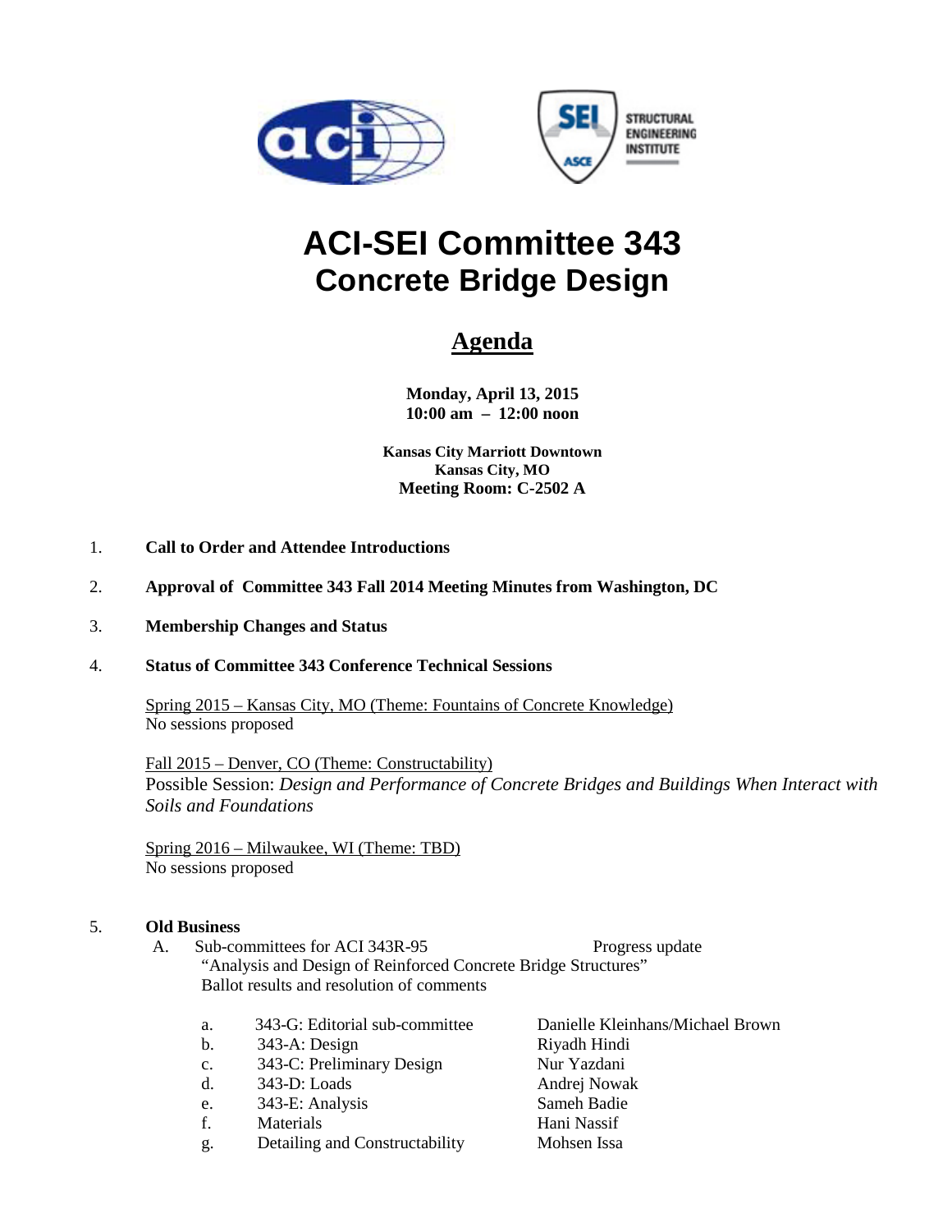# ACI-SEI Committee 343
## Concrete Bridge Design

## <u>Agenda</u>

**Monday, April 13, 2015**
**10:00 am – 12:00 noon**

**Kansas City Marriott Downtown**
**Kansas City, MO**
**Meeting Room: C-2502 A**

1. **Call to Order and Attendee Introductions**

2. **Approval of Committee 343 Fall 2014 Meeting Minutes from Washington, DC**

3. **Membership Changes and Status**

4. **Status of Committee 343 Conference Technical Sessions**

   <u>Spring 2015 – Kansas City, MO (Theme: Fountains of Concrete Knowledge)</u>
   No sessions proposed

   <u>Fall 2015 – Denver, CO (Theme: Constructability)</u>
   Possible Session: *Design and Performance of Concrete Bridges and Buildings When Interact with Soils and Foundations*

   <u>Spring 2016 – Milwaukee, WI (Theme: TBD)</u>
   No sessions proposed

5. **Old Business**

   A. Sub-committees for ACI 343R-95 — Progress update
   "Analysis and Design of Reinforced Concrete Bridge Structures"
   Ballot results and resolution of comments

   | | | |
   |---|---|---|
   | a. | 343-G: Editorial sub-committee | Danielle Kleinhans/Michael Brown |
   | b. | 343-A: Design | Riyadh Hindi |
   | c. | 343-C: Preliminary Design | Nur Yazdani |
   | d. | 343-D: Loads | Andrej Nowak |
   | e. | 343-E: Analysis | Sameh Badie |
   | f. | Materials | Hani Nassif |
   | g. | Detailing and Constructability | Mohsen Issa |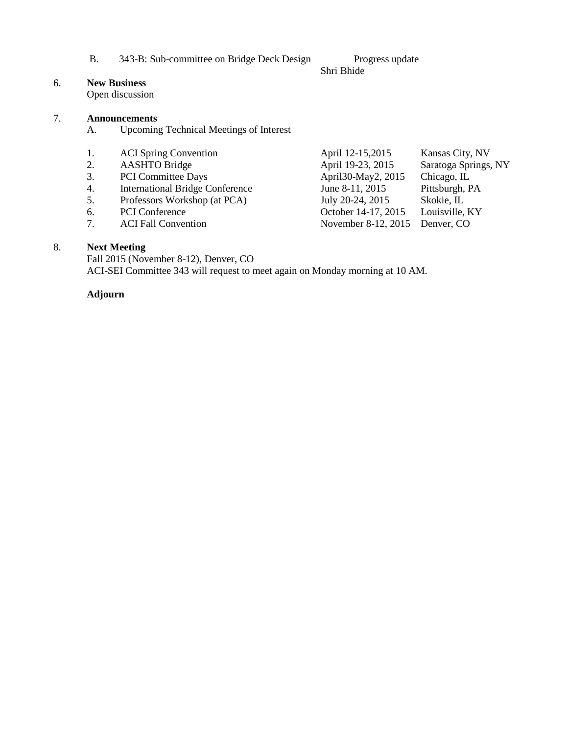B. 343-B: Sub-committee on Bridge Deck Design — Progress update
Shri Bhide

6. **New Business**
   Open discussion

7. **Announcements**
   A. Upcoming Technical Meetings of Interest

| | | | |
|---|---|---|---|
| 1. | ACI Spring Convention | April 12-15,2015 | Kansas City, NV |
| 2. | AASHTO Bridge | April 19-23, 2015 | Saratoga Springs, NY |
| 3. | PCI Committee Days | April30-May2, 2015 | Chicago, IL |
| 4. | International Bridge Conference | June 8-11, 2015 | Pittsburgh, PA |
| 5. | Professors Workshop (at PCA) | July 20-24, 2015 | Skokie, IL |
| 6. | PCI Conference | October 14-17, 2015 | Louisville, KY |
| 7. | ACI Fall Convention | November 8-12, 2015 | Denver, CO |

8. **Next Meeting**
   Fall 2015 (November 8-12), Denver, CO
   ACI-SEI Committee 343 will request to meet again on Monday morning at 10 AM.

**Adjourn**